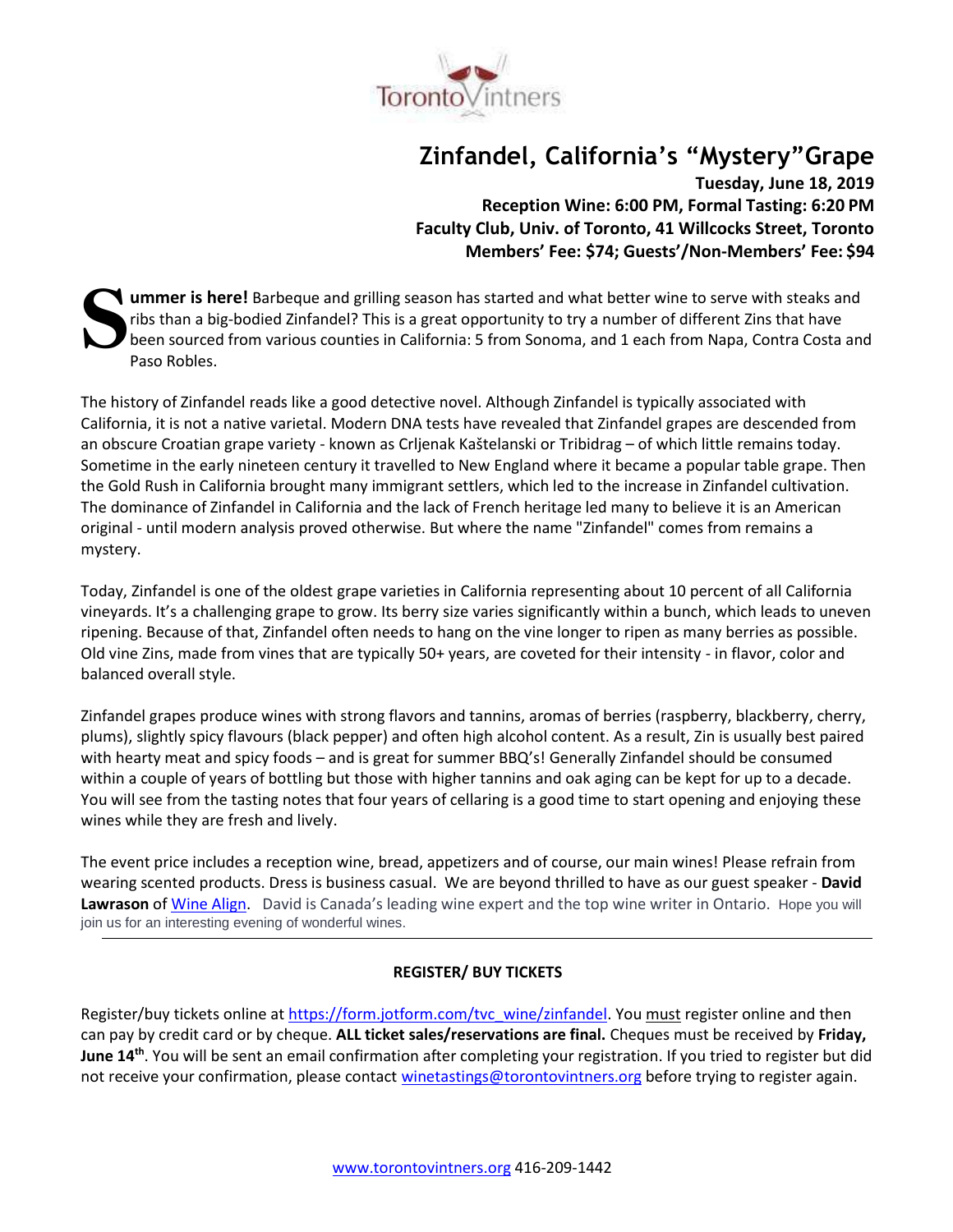TorontoVintners

# Zinfandel, California's "Mystery"Grape

**Tuesday, June 18, 2019**
**Reception Wine: 6:00 PM, Formal Tasting: 6:20 PM**
**Faculty Club, Univ. of Toronto, 41 Willcocks Street, Toronto**
**Members' Fee: $74; Guests'/Non-Members' Fee: $94**

**Summer is here!** Barbeque and grilling season has started and what better wine to serve with steaks and ribs than a big-bodied Zinfandel? This is a great opportunity to try a number of different Zins that have been sourced from various counties in California: 5 from Sonoma, and 1 each from Napa, Contra Costa and Paso Robles.

The history of Zinfandel reads like a good detective novel. Although Zinfandel is typically associated with California, it is not a native varietal. Modern DNA tests have revealed that Zinfandel grapes are descended from an obscure Croatian grape variety - known as Crljenak Kaštelanski or Tribidrag – of which little remains today. Sometime in the early nineteenth century it travelled to New England where it became a popular table grape. Then the Gold Rush in California brought many immigrant settlers, which led to the increase in Zinfandel cultivation. The dominance of Zinfandel in California and the lack of French heritage led many to believe it is an American original - until modern analysis proved otherwise. But where the name "Zinfandel" comes from remains a mystery.

Today, Zinfandel is one of the oldest grape varieties in California representing about 10 percent of all California vineyards. It's a challenging grape to grow. Its berry size varies significantly within a bunch, which leads to uneven ripening. Because of that, Zinfandel often needs to hang on the vine longer to ripen as many berries as possible. Old vine Zins, made from vines that are typically 50+ years, are coveted for their intensity - in flavor, color and balanced overall style.

Zinfandel grapes produce wines with strong flavors and tannins, aromas of berries (raspberry, blackberry, cherry, plums), slightly spicy flavours (black pepper) and often high alcohol content. As a result, Zin is usually best paired with hearty meat and spicy foods – and is great for summer BBQ's! Generally Zinfandel should be consumed within a couple of years of bottling but those with higher tannins and oak aging can be kept for up to a decade. You will see from the tasting notes that four years of cellaring is a good time to start opening and enjoying these wines while they are fresh and lively.

The event price includes a reception wine, bread, appetizers and of course, our main wines! Please refrain from wearing scented products. Dress is business casual. We are beyond thrilled to have as our guest speaker - **David Lawrason** of Wine Align. David is Canada's leading wine expert and the top wine writer in Ontario. Hope you will join us for an interesting evening of wonderful wines.

---

**REGISTER/ BUY TICKETS**

Register/buy tickets online at https://form.jotform.com/tvc_wine/zinfandel. You must register online and then can pay by credit card or by cheque. **ALL ticket sales/reservations are final.** Cheques must be received by **Friday, June 14th**. You will be sent an email confirmation after completing your registration. If you tried to register but did not receive your confirmation, please contact winetastings@torontovintners.org before trying to register again.

www.torontovintners.org 416-209-1442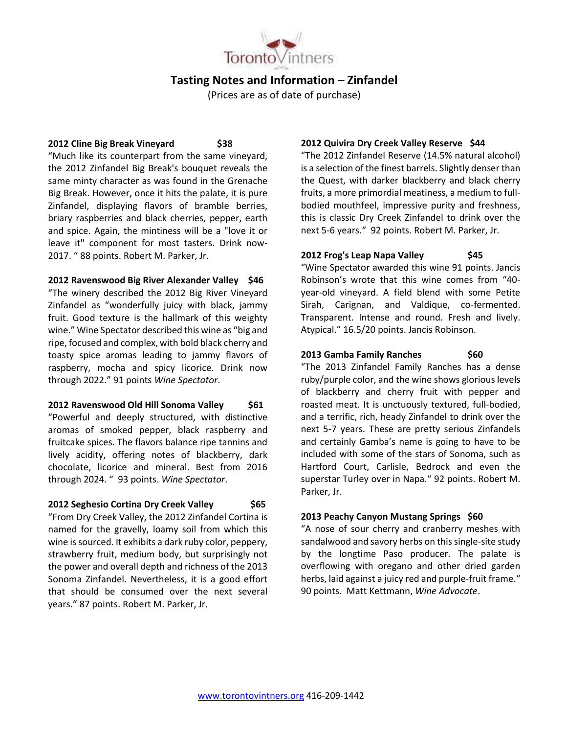# Tasting Notes and Information – Zinfandel

(Prices are as of date of purchase)

**2012 Cline Big Break Vineyard $38**

"Much like its counterpart from the same vineyard, the 2012 Zinfandel Big Break's bouquet reveals the same minty character as was found in the Grenache Big Break. However, once it hits the palate, it is pure Zinfandel, displaying flavors of bramble berries, briary raspberries and black cherries, pepper, earth and spice. Again, the mintiness will be a "love it or leave it" component for most tasters. Drink now-2017. " 88 points. Robert M. Parker, Jr.

**2012 Ravenswood Big River Alexander Valley $46**

"The winery described the 2012 Big River Vineyard Zinfandel as "wonderfully juicy with black, jammy fruit. Good texture is the hallmark of this weighty wine." Wine Spectator described this wine as "big and ripe, focused and complex, with bold black cherry and toasty spice aromas leading to jammy flavors of raspberry, mocha and spicy licorice. Drink now through 2022." 91 points *Wine Spectator*.

**2012 Ravenswood Old Hill Sonoma Valley $61**

"Powerful and deeply structured, with distinctive aromas of smoked pepper, black raspberry and fruitcake spices. The flavors balance ripe tannins and lively acidity, offering notes of blackberry, dark chocolate, licorice and mineral. Best from 2016 through 2024. " 93 points. *Wine Spectator*.

**2012 Seghesio Cortina Dry Creek Valley $65**

"From Dry Creek Valley, the 2012 Zinfandel Cortina is named for the gravelly, loamy soil from which this wine is sourced. It exhibits a dark ruby color, peppery, strawberry fruit, medium body, but surprisingly not the power and overall depth and richness of the 2013 Sonoma Zinfandel. Nevertheless, it is a good effort that should be consumed over the next several years." 87 points. Robert M. Parker, Jr.

**2012 Quivira Dry Creek Valley Reserve $44**

"The 2012 Zinfandel Reserve (14.5% natural alcohol) is a selection of the finest barrels. Slightly denser than the Quest, with darker blackberry and black cherry fruits, a more primordial meatiness, a medium to full-bodied mouthfeel, impressive purity and freshness, this is classic Dry Creek Zinfandel to drink over the next 5-6 years." 92 points. Robert M. Parker, Jr.

**2012 Frog's Leap Napa Valley $45**

"Wine Spectator awarded this wine 91 points. Jancis Robinson's wrote that this wine comes from "40-year-old vineyard. A field blend with some Petite Sirah, Carignan, and Valdique, co-fermented. Transparent. Intense and round. Fresh and lively. Atypical." 16.5/20 points. Jancis Robinson.

**2013 Gamba Family Ranches $60**

"The 2013 Zinfandel Family Ranches has a dense ruby/purple color, and the wine shows glorious levels of blackberry and cherry fruit with pepper and roasted meat. It is unctuously textured, full-bodied, and a terrific, rich, heady Zinfandel to drink over the next 5-7 years. These are pretty serious Zinfandels and certainly Gamba's name is going to have to be included with some of the stars of Sonoma, such as Hartford Court, Carlisle, Bedrock and even the superstar Turley over in Napa." 92 points. Robert M. Parker, Jr.

**2013 Peachy Canyon Mustang Springs $60**

"A nose of sour cherry and cranberry meshes with sandalwood and savory herbs on this single-site study by the longtime Paso producer. The palate is overflowing with oregano and other dried garden herbs, laid against a juicy red and purple-fruit frame." 90 points. Matt Kettmann, *Wine Advocate*.

www.torontovintners.org 416-209-1442